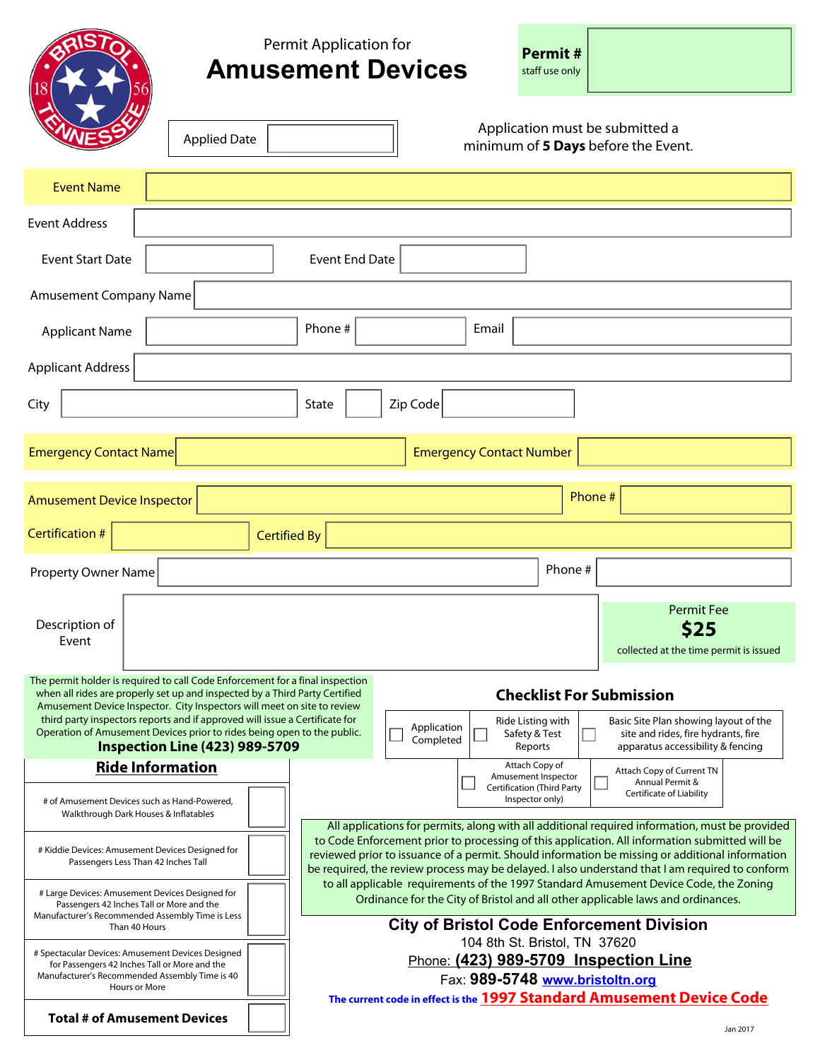# Permit Application for Amuesment Devices

**Permit #** staff use only

Applied Date

Application must be submitted a minimum of **5 Days** before the Event.

| | |
|---|---|
| Event Name | |
| Event Address | |
| Event Start Date | |
| Event End Date | |
| Amusement Company Name | |
| Applicant Name | |
| Phone # | |
| Email | |
| Applicant Address | |
| City | |
| State | |
| Zip Code | |
| Emergency Contact Name | |
| Emergency Contact Number | |
| Amusement Device Inspector | |
| Phone # | |
| Certification # | |
| Certified By | |
| Property Owner Name | |
| Phone # | |
| Description of Event | |

Permit Fee
**$25**
collected at the time permit is issued

The permit holder is required to call Code Enforcement for a final inspection when all rides are properly set up and inspected by a Third Party Certified Amusement Device Inspector. City Inspectors will meet on site to review third party inspectors reports and if approved will issue a Certificate for Operation of Amusement Devices prior to rides being open to the public.

**Inspection Line (423) 989-5709**

## Ride Information

| | |
|---|---|
| # of Amusement Devices such as Hand-Powered, Walkthrough Dark Houses & Inflatables | |
| # Kiddie Devices: Amusement Devices Designed for Passengers Less Than 42 Inches Tall | |
| # Large Devices: Amusement Devices Designed for Passengers 42 Inches Tall or More and the Manufacturer's Recommended Assembly Time is Less Than 40 Hours | |
| # Spectacular Devices: Amusement Devices Designed for Passengers 42 Inches Tall or More and the Manufacturer's Recommended Assembly Time is 40 Hours or More | |
| **Total # of Amusement Devices** | |

## Checklist For Submission

- ☐ Application Completed
- ☐ Ride Listing with Safety & Test Reports
- ☐ Basic Site Plan showing layout of the site and rides, fire hydrants, fire apparatus accessibility & fencing
- ☐ Attach Copy of Amusement Inspector Certification (Third Party Inspector only)
- ☐ Attach Copy of Current TN Annual Permit & Certificate of Liability

All applications for permits, along with all additional required information, must be provided to Code Enforcement prior to processing of this application. All information submitted will be reviewed prior to issuance of a permit. Should information be missing or additional information be required, the review process may be delayed. I also understand that I am required to conform to all applicable requirements of the 1997 Standard Amusement Device Code, the Zoning Ordinance for the City of Bristol and all other applicable laws and ordinances.

**City of Bristol Code Enforcement Division**
104 8th St. Bristol, TN 37620
Phone: **(423) 989-5709 Inspection Line**
Fax: **989-5748** www.bristoltn.org

**The current code in effect is the 1997 Standard Amusement Device Code**

Jan 2017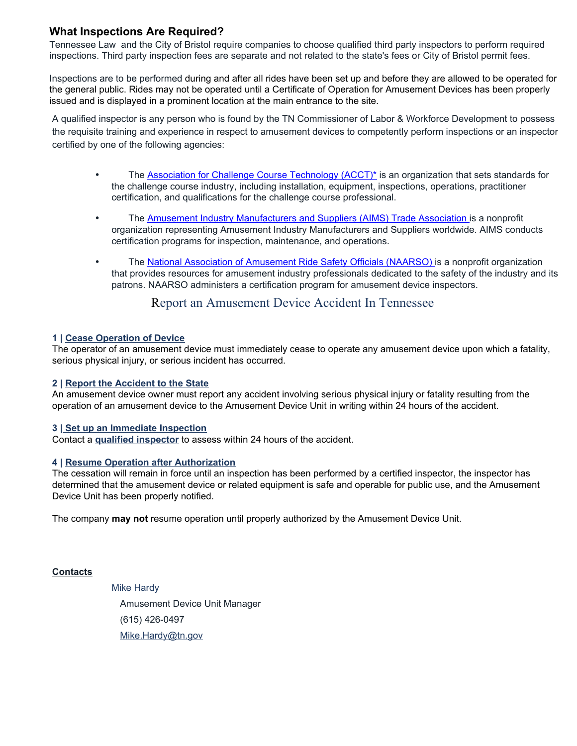## What Inspections Are Required?

Tennessee Law and the City of Bristol require companies to choose qualified third party inspectors to perform required inspections. Third party inspection fees are separate and not related to the state's fees or City of Bristol permit fees.

Inspections are to be performed during and after all rides have been set up and before they are allowed to be operated for the general public. Rides may not be operated until a Certificate of Operation for Amusement Devices has been properly issued and is displayed in a prominent location at the main entrance to the site.

A qualified inspector is any person who is found by the TN Commissioner of Labor & Workforce Development to possess the requisite training and experience in respect to amusement devices to competently perform inspections or an inspector certified by one of the following agencies:

- The Association for Challenge Course Technology (ACCT)* is an organization that sets standards for the challenge course industry, including installation, equipment, inspections, operations, practitioner certification, and qualifications for the challenge course professional.
- The Amusement Industry Manufacturers and Suppliers (AIMS) Trade Association is a nonprofit organization representing Amusement Industry Manufacturers and Suppliers worldwide. AIMS conducts certification programs for inspection, maintenance, and operations.
- The National Association of Amusement Ride Safety Officials (NAARSO) is a nonprofit organization that provides resources for amusement industry professionals dedicated to the safety of the industry and its patrons. NAARSO administers a certification program for amusement device inspectors.

## Report an Amusement Device Accident In Tennessee

**1 | Cease Operation of Device**
The operator of an amusement device must immediately cease to operate any amusement device upon which a fatality, serious physical injury, or serious incident has occurred.

**2 | Report the Accident to the State**
An amusement device owner must report any accident involving serious physical injury or fatality resulting from the operation of an amusement device to the Amusement Device Unit in writing within 24 hours of the accident.

**3 | Set up an Immediate Inspection**
Contact a **qualified inspector** to assess within 24 hours of the accident.

**4 | Resume Operation after Authorization**
The cessation will remain in force until an inspection has been performed by a certified inspector, the inspector has determined that the amusement device or related equipment is safe and operable for public use, and the Amusement Device Unit has been properly notified.

The company **may not** resume operation until properly authorized by the Amusement Device Unit.

**Contacts**

Mike Hardy
Amusement Device Unit Manager
(615) 426-0497
Mike.Hardy@tn.gov